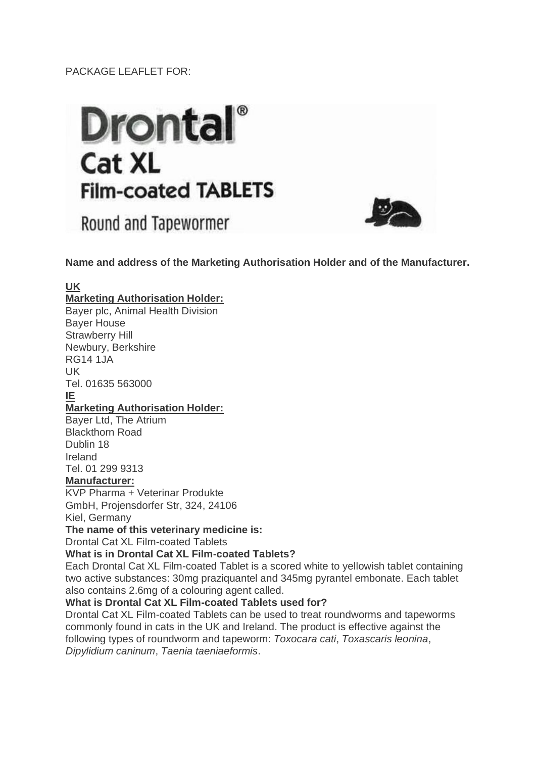PACKAGE LEAFLET FOR:

# Drontal®
## Cat XL
## Film-coated TABLETS

Round and Tapewormer

**Name and address of the Marketing Authorisation Holder and of the Manufacturer.**

**UK**

**Marketing Authorisation Holder:**

Bayer plc, Animal Health Division
Bayer House
Strawberry Hill
Newbury, Berkshire
RG14 1JA
UK
Tel. 01635 563000

**IE**

**Marketing Authorisation Holder:**

Bayer Ltd, The Atrium
Blackthorn Road
Dublin 18
Ireland
Tel. 01 299 9313

**Manufacturer:**

KVP Pharma + Veterinar Produkte
GmbH, Projensdorfer Str, 324, 24106
Kiel, Germany

**The name of this veterinary medicine is:**

Drontal Cat XL Film-coated Tablets

**What is in Drontal Cat XL Film-coated Tablets?**

Each Drontal Cat XL Film-coated Tablet is a scored white to yellowish tablet containing two active substances: 30mg praziquantel and 345mg pyrantel embonate. Each tablet also contains 2.6mg of a colouring agent called.

**What is Drontal Cat XL Film-coated Tablets used for?**

Drontal Cat XL Film-coated Tablets can be used to treat roundworms and tapeworms commonly found in cats in the UK and Ireland. The product is effective against the following types of roundworm and tapeworm: *Toxocara cati*, *Toxascaris leonina*, *Dipylidium caninum*, *Taenia taeniaeformis*.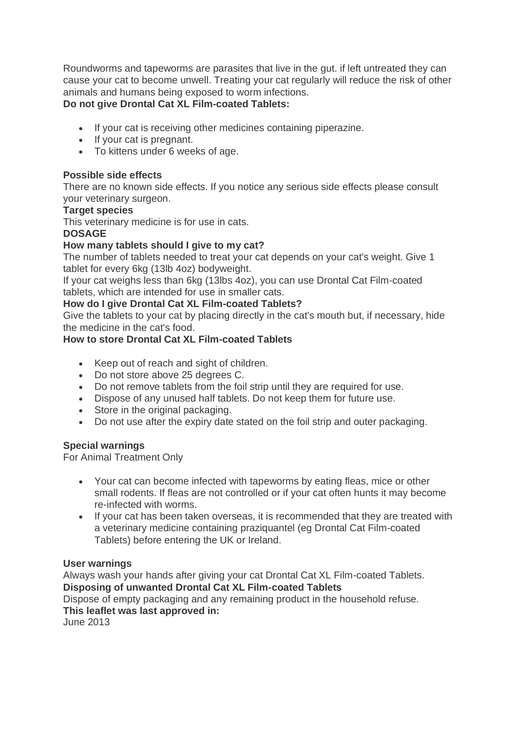Roundworms and tapeworms are parasites that live in the gut. if left untreated they can cause your cat to become unwell. Treating your cat regularly will reduce the risk of other animals and humans being exposed to worm infections.

**Do not give Drontal Cat XL Film-coated Tablets:**

- If your cat is receiving other medicines containing piperazine.
- If your cat is pregnant.
- To kittens under 6 weeks of age.

**Possible side effects**

There are no known side effects. If you notice any serious side effects please consult your veterinary surgeon.

**Target species**

This veterinary medicine is for use in cats.

**DOSAGE**

**How many tablets should I give to my cat?**

The number of tablets needed to treat your cat depends on your cat's weight. Give 1 tablet for every 6kg (13lb 4oz) bodyweight.

If your cat weighs less than 6kg (13lbs 4oz), you can use Drontal Cat Film-coated tablets, which are intended for use in smaller cats.

**How do I give Drontal Cat XL Film-coated Tablets?**

Give the tablets to your cat by placing directly in the cat's mouth but, if necessary, hide the medicine in the cat's food.

**How to store Drontal Cat XL Film-coated Tablets**

- Keep out of reach and sight of children.
- Do not store above 25 degrees C.
- Do not remove tablets from the foil strip until they are required for use.
- Dispose of any unused half tablets. Do not keep them for future use.
- Store in the original packaging.
- Do not use after the expiry date stated on the foil strip and outer packaging.

**Special warnings**

For Animal Treatment Only

- Your cat can become infected with tapeworms by eating fleas, mice or other small rodents. If fleas are not controlled or if your cat often hunts it may become re-infected with worms.
- If your cat has been taken overseas, it is recommended that they are treated with a veterinary medicine containing praziquantel (eg Drontal Cat Film-coated Tablets) before entering the UK or Ireland.

**User warnings**

Always wash your hands after giving your cat Drontal Cat XL Film-coated Tablets.

**Disposing of unwanted Drontal Cat XL Film-coated Tablets**

Dispose of empty packaging and any remaining product in the household refuse.

**This leaflet was last approved in:**

June 2013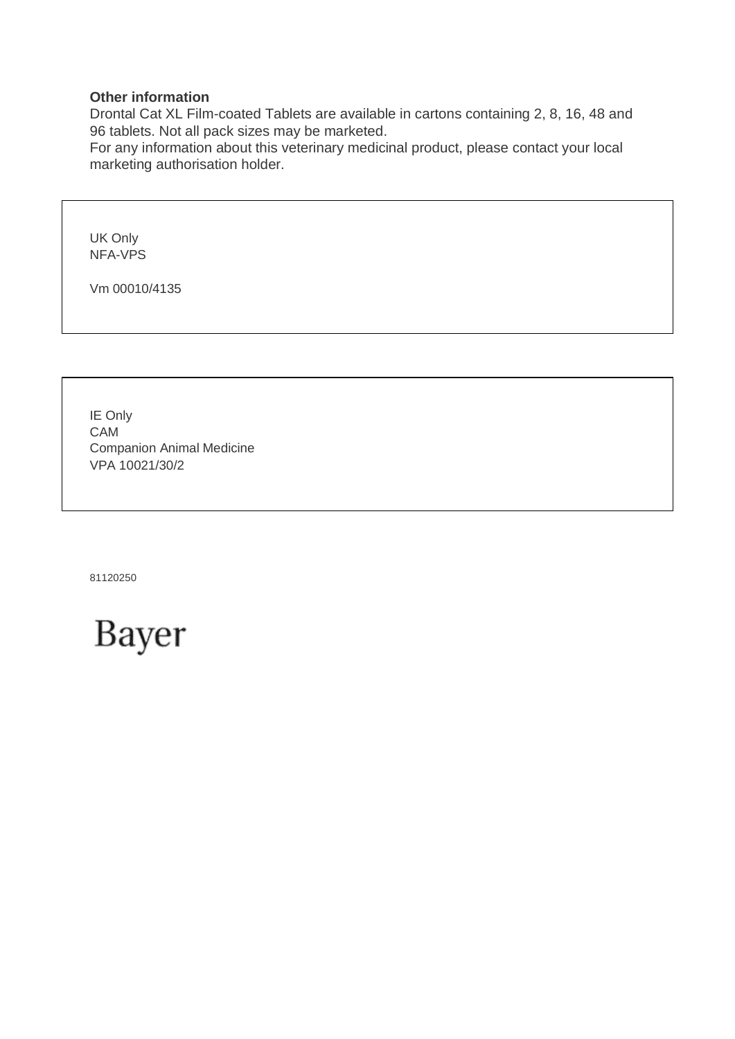**Other information**

Drontal Cat XL Film-coated Tablets are available in cartons containing 2, 8, 16, 48 and 96 tablets. Not all pack sizes may be marketed.
For any information about this veterinary medicinal product, please contact your local marketing authorisation holder.

UK Only
NFA-VPS

Vm 00010/4135

IE Only
CAM
Companion Animal Medicine
VPA 10021/30/2

81120250

Bayer